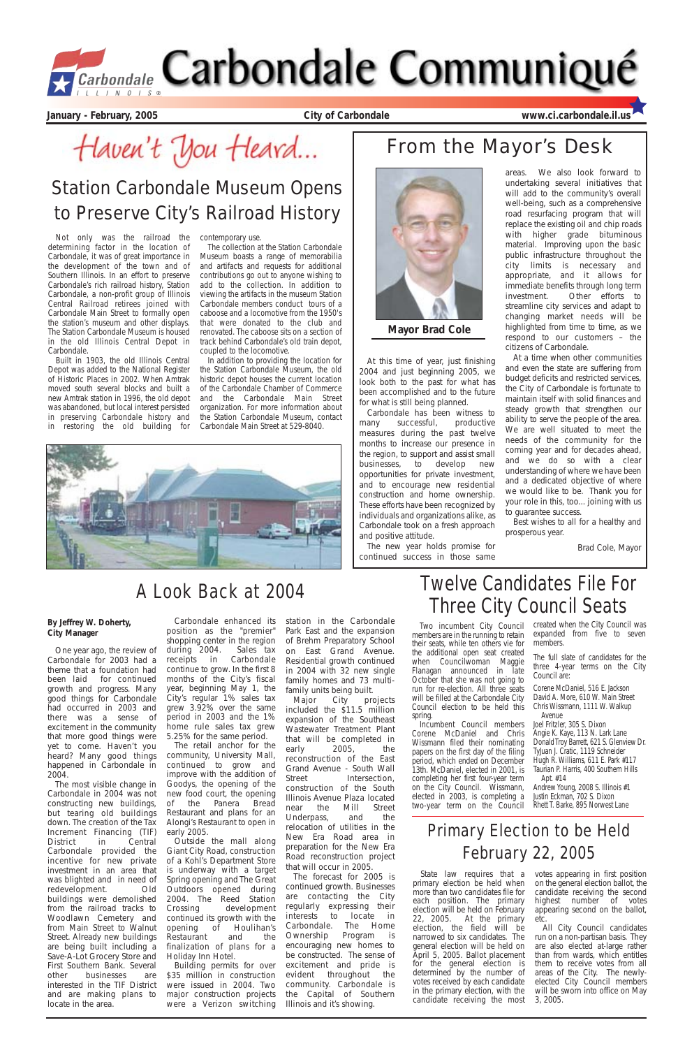# Carbondale Communiqué

January - February, 2005 — City of Carbondale — www.ci.carbondale.il.us

*Haven't You Heard...*

## Station Carbondale Museum Opens to Preserve City's Railroad History

Not only was the railroad the determining factor in the location of Carbondale, it was of great importance in the development of the town and of Southern Illinois. In an effort to preserve Carbondale's rich railroad history, Station Carbondale, a non-profit group of Illinois Central Railroad retirees joined with Carbondale Main Street to formally open the station's museum and other displays. The Station Carbondale Museum is housed in the old Illinois Central Depot in Carbondale.

Built in 1903, the old Illinois Central Depot was added to the National Register of Historic Places in 2002. When Amtrak moved south several blocks and built a new Amtrak station in 1996, the old depot was abandoned, but local interest persisted in preserving Carbondale history and in restoring the old building for contemporary use.

The collection at the Station Carbondale Museum boasts a range of memorabilia and artifacts and requests for additional contributions go out to anyone wishing to add to the collection. In addition to viewing the artifacts in the museum Station Carbondale members conduct tours of a caboose and a locomotive from the 1950's that were donated to the club and renovated. The caboose sits on a section of track behind Carbondale's old train depot, coupled to the locomotive.

In addition to providing the location for the Station Carbondale Museum, the old historic depot houses the current location of the Carbondale Chamber of Commerce and the Carbondale Main Street organization. For more information about the Station Carbondale Museum, contact Carbondale Main Street at 529-8040.

## From the Mayor's Desk

Mayor Brad Cole

At this time of year, just finishing 2004 and just beginning 2005, we look both to the past for what has been accomplished and to the future for what is still being planned.

Carbondale has been witness to many successful, productive measures during the past twelve months to increase our presence in the region, to support and assist small businesses, to develop new opportunities for private investment, and to encourage new residential construction and home ownership. These efforts have been recognized by individuals and organizations alike, as Carbondale took on a fresh approach and positive attitude.

The new year holds promise for continued success in those same areas. We also look forward to undertaking several initiatives that will add to the community's overall well-being, such as a comprehensive road resurfacing program that will replace the existing oil and chip roads with higher grade bituminous material. Improving upon the basic public infrastructure throughout the city limits is necessary and appropriate, and it allows for immediate benefits through long term investment. Other efforts to streamline city services and adapt to changing market needs will be highlighted from time to time, as we respond to our customers – the citizens of Carbondale.

At a time when other communities and even the state are suffering from budget deficits and restricted services, the City of Carbondale is fortunate to maintain itself with solid finances and steady growth that strengthen our ability to serve the people of the area. We are well situated to meet the needs of the community for the coming year and for decades ahead, and we do so with a clear understanding of where we have been and a dedicated objective of where we would like to be. Thank you for your role in this, too... joining with us to guarantee success.

Best wishes to all for a healthy and prosperous year.

Brad Cole, Mayor

## A Look Back at 2004

**By Jeffrey W. Doherty, City Manager**

One year ago, the review of Carbondale for 2003 had a theme that a foundation had been laid for continued growth and progress. Many good things for Carbondale had occurred in 2003 and there was a sense of excitement in the community that more good things were yet to come. Haven't you heard? Many good things happened in Carbondale in 2004.

The most visible change in Carbondale in 2004 was not constructing new buildings, but tearing old buildings down. The creation of the Tax Increment Financing (TIF) District in Central Carbondale provided the incentive for new private investment in an area that was blighted and in need of redevelopment. Old buildings were demolished from the railroad tracks to Woodlawn Cemetery and from Main Street to Walnut Street. Already new buildings are being built including a Save-A-Lot Grocery Store and First Southern Bank. Several other businesses are interested in the TIF District and are making plans to locate in the area.

Carbondale enhanced its position as the "premier" shopping center in the region during 2004. Sales tax receipts in Carbondale continue to grow. In the first 8 months of the City's fiscal year, beginning May 1, the City's regular 1% sales tax grew 3.92% over the same period in 2003 and the 1% home rule sales tax grew 5.25% for the same period.

The retail anchor for the community, University Mall, continued to grow and improve with the addition of Goodys, the opening of the new food court, the opening of the Panera Bread Restaurant and plans for an Alongi's Restaurant to open in early 2005.

Outside the mall along Giant City Road, construction of a Kohl's Department Store is underway with a target Spring opening and The Great Outdoors opened during 2004. The Reed Station Crossing development continued its growth with the opening of Houlihan's Restaurant and the finalization of plans for a Holiday Inn Hotel.

Building permits for over $35 million in construction were issued in 2004. Two major construction projects were a Verizon switching station in the Carbondale Park East and the expansion of Brehm Preparatory School on East Grand Avenue. Residential growth continued in 2004 with 32 new single family homes and 73 multi-family units being built.

Major City projects included the $11.5 million expansion of the Southeast Wastewater Treatment Plant that will be completed in early 2005, the reconstruction of the East Grand Avenue - South Wall Street Intersection, construction of the South Illinois Avenue Plaza located near the Mill Street Underpass, and the relocation of utilities in the New Era Road area in preparation for the New Era Road reconstruction project that will occur in 2005.

The forecast for 2005 is continued growth. Businesses are contacting the City regularly expressing their interests to locate in Carbondale. The Home Ownership Program is encouraging new homes to be constructed. The sense of excitement and pride is evident throughout the community. Carbondale is the Capital of Southern Illinois and it's showing.

## Twelve Candidates File For Three City Council Seats

Two incumbent City Council members are in the running to retain their seats, while ten others vie for the additional open seat created when Councilwoman Maggie Flanagan announced in late October that she was not going to run for re-election. All three seats will be filled at the Carbondale City Council election to be held this spring.

Incumbent Council members Corene McDaniel and Chris Wissmann filed their nominating papers on the first day of the filing period, which ended on December 13th. McDaniel, elected in 2001, is completing her first four-year term on the City Council. Wissmann, elected in 2003, is completing a two-year term on the Council created when the City Council was expanded from five to seven members.

The full slate of candidates for the three 4-year terms on the City Council are:

- Corene McDaniel, 516 E. Jackson
- David A. More, 610 W. Main Street
- Chris Wissmann, 1111 W. Walkup Avenue
- Joel Fritzler, 305 S. Dixon
- Angie K. Kaye, 113 N. Lark Lane
- Donald Troy Barrett, 621 S. Glenview Dr.
- TyJuan J. Cratic, 1119 Schneider
- Hugh R. Williams, 611 E. Park #117
- Taurian P. Harris, 400 Southern Hills Apt. #14
- Andrew Young, 2008 S. Illinois #1
- Justin Eckman, 702 S. Dixon
- Rhett T. Barke, 895 Norwest Lane

## Primary Election to be Held February 22, 2005

State law requires that a primary election be held when more than two candidates file for each position. The primary election will be held on February 22, 2005. At the primary election, the field will be narrowed to six candidates. The general election will be held on April 5, 2005. Ballot placement for the general election is determined by the number of votes received by each candidate in the primary election, with the candidate receiving the most votes appearing in first position on the general election ballot, the candidate receiving the second highest number of votes appearing second on the ballot, etc.

All City Council candidates run on a non-partisan basis. They are also elected at-large rather than from wards, which entitles them to receive votes from all areas of the City. The newly-elected City Council members will be sworn into office on May 3, 2005.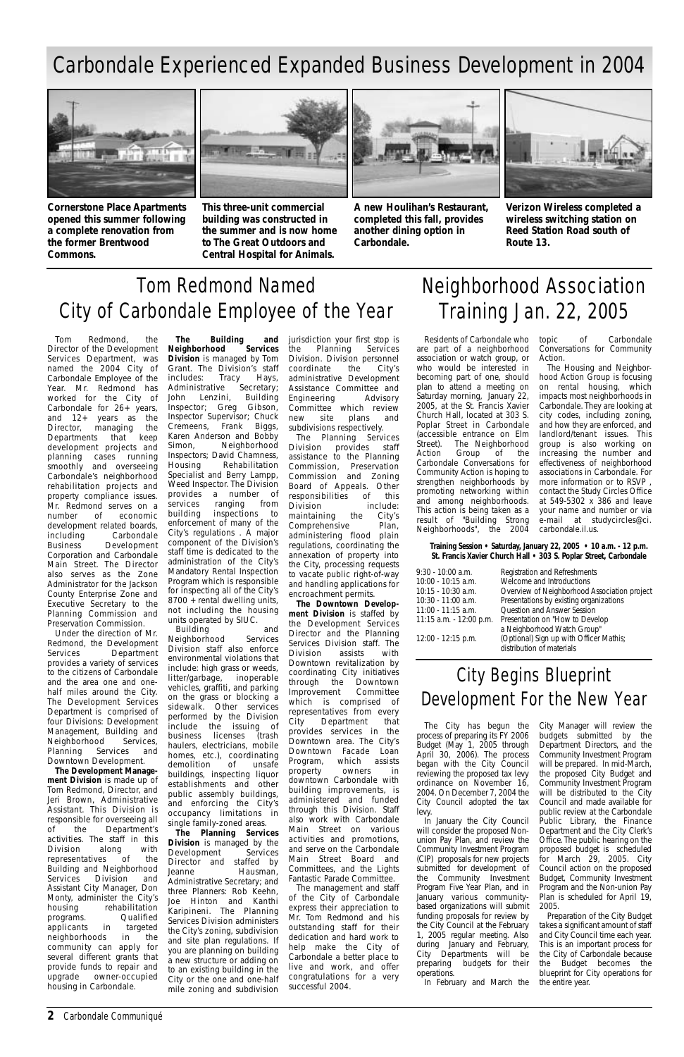# Carbondale Experienced Expanded Business Development in 2004

**Cornerstone Place Apartments opened this summer following a complete renovation from the former Brentwood Commons.**

**This three-unit commercial building was constructed in the summer and is now home to The Great Outdoors and Central Hospital for Animals.**

**A new Houlihan's Restaurant, completed this fall, provides another dining option in Carbondale.**

**Verizon Wireless completed a wireless switching station on Reed Station Road south of Route 13.**

# Tom Redmond Named City of Carbondale Employee of the Year

Tom Redmond, the Director of the Development Services Department, was named the 2004 City of Carbondale Employee of the Year. Mr. Redmond has worked for the City of Carbondale for 26+ years, and 12+ years as the Director, managing the Departments that keep development projects and planning cases running smoothly and overseeing Carbondale's neighborhood rehabilitation projects and property compliance issues. Mr. Redmond serves on a number of economic development related boards, including Carbondale Business Development Corporation and Carbondale Main Street. The Director also serves as the Zone Administrator for the Jackson County Enterprise Zone and Executive Secretary to the Planning Commission and Preservation Commission.

Under the direction of Mr. Redmond, the Development Services Department provides a variety of services to the citizens of Carbondale and the area one and one-half miles around the City. The Development Services Department is comprised of four Divisions: Development Management, Building and Neighborhood Services, Planning Services and Downtown Development.

**The Development Management Division** is made up of Tom Redmond, Director, and Jeri Brown, Administrative Assistant. This Division is responsible for overseeing all of the Department's activities. The staff in this Division along with representatives of the Building and Neighborhood Services Division and Assistant City Manager, Don Monty, administer the City's housing rehabilitation programs. Qualified applicants in targeted neighborhoods in the community can apply for several different grants that provide funds to repair and upgrade owner-occupied housing in Carbondale.

**The Building and Neighborhood Services Division** is managed by Tom Grant. The Division's staff includes: Tracy Hays, Administrative Secretary; John Lenzini, Building Inspector; Greg Gibson, Inspector Supervisor; Chuck Cremeens, Frank Biggs, Karen Anderson and Bobby Simon, Neighborhood Inspectors; David Chamness, Housing Rehabilitation Specialist and Berry Lampp, Weed Inspector. The Division provides a number of services ranging from building inspections to enforcement of many of the City's regulations . A major component of the Division's staff time is dedicated to the administration of the City's Mandatory Rental Inspection Program which is responsible for inspecting all of the City's 8700 + rental dwelling units, not including the housing units operated by SIUC.

Building and Neighborhood Services Division staff also enforce environmental violations that include: high grass or weeds, litter/garbage, inoperable vehicles, graffiti, and parking on the grass or blocking a sidewalk. Other services performed by the Division include the issuing of business licenses (trash haulers, electricians, mobile homes, etc.), coordinating demolition of unsafe buildings, inspecting liquor establishments and other public assembly buildings, and enforcing the City's occupancy limitations in single family-zoned areas.

**The Planning Services Division** is managed by the Development Services Director and staffed by Jeanne Hausman, Administrative Secretary; and three Planners: Rob Keehn, Joe Hinton and Kanthi Karipineni. The Planning Services Division administers the City's zoning, subdivision and site plan regulations. If you are planning on building a new structure or adding on to an existing building in the City or the one and one-half mile zoning and subdivision jurisdiction your first stop is the Planning Services Division. Division personnel coordinate the City's administrative Development Assistance Committee and Engineering Advisory Committee which review new site plans and subdivisions respectively.

The Planning Services Division provides staff assistance to the Planning Commission, Preservation Commission and Zoning Board of Appeals. Other responsibilities of this Division include: maintaining the City's Comprehensive Plan, administering flood plain regulations, coordinating the annexation of property into the City, processing requests to vacate public right-of-way and handling applications for encroachment permits.

**The Downtown Development Division** is staffed by the Development Services Director and the Planning Services Division staff. The Division assists with Downtown revitalization by coordinating City initiatives through the Downtown Improvement Committee which is comprised of representatives from every City Department that provides services in the Downtown area. The City's Downtown Facade Loan Program, which assists property owners in downtown Carbondale with building improvements, is administered and funded through this Division. Staff also work with Carbondale Main Street on various activities and promotions, and serve on the Carbondale Main Street Board and Committees, and the Lights Fantastic Parade Committee.

The management and staff of the City of Carbondale express their appreciation to Mr. Tom Redmond and his outstanding staff for their dedication and hard work to help make the City of Carbondale a better place to live and work, and offer congratulations for a very successful 2004.

# Neighborhood Association Training Jan. 22, 2005

Residents of Carbondale who are part of a neighborhood association or watch group, or who would be interested in becoming part of one, should plan to attend a meeting on Saturday morning, January 22, 2005, at the St. Francis Xavier Church Hall, located at 303 S. Poplar Street in Carbondale (accessible entrance on Elm Street). The Neighborhood Action Group of the Carbondale Conversations for Community Action is hoping to strengthen neighborhoods by promoting networking within and among neighborhoods. This action is being taken as a result of "Building Strong Neighborhoods", the 2004 topic of Carbondale Conversations for Community Action.

The Housing and Neighborhood Action Group is focusing on rental housing, which impacts most neighborhoods in Carbondale. They are looking at city codes, including zoning, and how they are enforced, and landlord/tenant issues. This group is also working on increasing the number and effectiveness of neighborhood associations in Carbondale. For more information or to RSVP , contact the Study Circles Office at 549-5302 x 386 and leave your name and number or via e-mail at studycircles@ci.carbondale.il.us.

**Training Session • Saturday, January 22, 2005 • 10 a.m. - 12 p.m.**
**St. Francis Xavier Church Hall • 303 S. Poplar Street, Carbondale**

| | |
|---|---|
| 9:30 - 10:00 a.m. | Registration and Refreshments |
| 10:00 - 10:15 a.m. | Welcome and Introductions |
| 10:15 - 10:30 a.m. | Overview of Neighborhood Association project |
| 10:30 - 11:00 a.m. | Presentations by existing organizations |
| 11:00 - 11:15 a.m. | Question and Answer Session |
| 11:15 a.m. - 12:00 p.m. | Presentation on "How to Develop a Neighborhood Watch Group" |
| 12:00 - 12:15 p.m. | (Optional) Sign up with Officer Mathis; distribution of materials |

# City Begins Blueprint Development For the New Year

The City has begun the process of preparing its FY 2006 Budget (May 1, 2005 through April 30, 2006). The process began with the City Council reviewing the proposed tax levy ordinance on November 16, 2004. On December 7, 2004 the City Council adopted the tax levy.

In January the City Council will consider the proposed Non-union Pay Plan, and review the Community Investment Program (CIP) proposals for new projects submitted for development of the Community Investment Program Five Year Plan, and in January various community-based organizations will submit funding proposals for review by the City Council at the February 1, 2005 regular meeting. Also during January and February, City Departments will be preparing budgets for their operations.

In February and March the City Manager will review the budgets submitted by the Department Directors, and the Community Investment Program will be prepared. In mid-March, the proposed City Budget and Community Investment Program will be distributed to the City Council and made available for public review at the Carbondale Public Library, the Finance Department and the City Clerk's Office. The public hearing on the proposed budget is scheduled for March 29, 2005. City Council action on the proposed Budget, Community Investment Program and the Non-union Pay Plan is scheduled for April 19, 2005.

Preparation of the City Budget takes a significant amount of staff and City Council time each year. This is an important process for the City of Carbondale because the Budget becomes the blueprint for City operations for the entire year.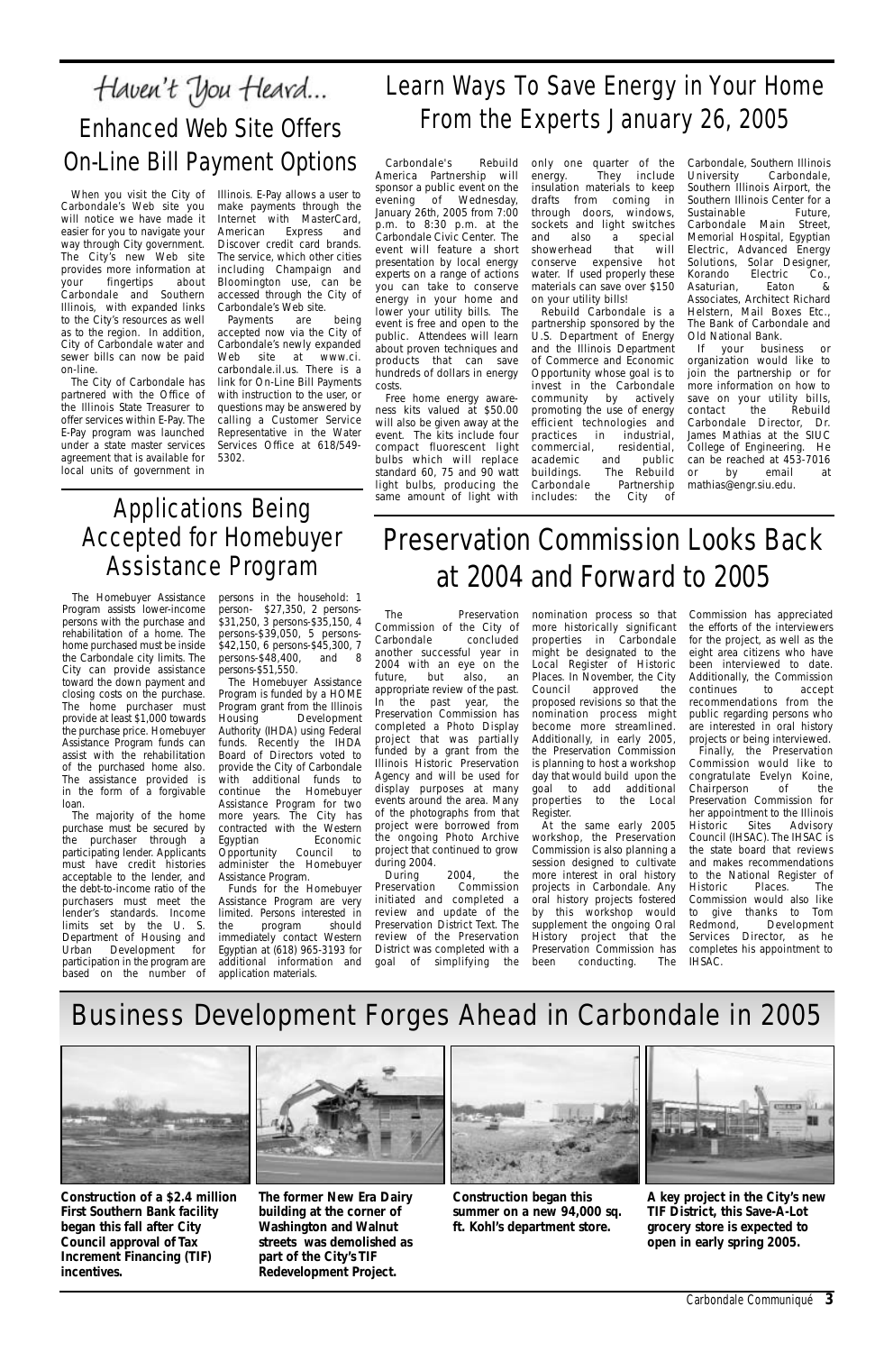# Haven't You Heard...

## Enhanced Web Site Offers On-Line Bill Payment Options

When you visit the City of Carbondale's Web site you will notice we have made it easier for you to navigate your way through City government. The City's new Web site provides more information at your fingertips about Carbondale and Southern Illinois, with expanded links to the City's resources as well as to the region. In addition, City of Carbondale water and sewer bills can now be paid on-line.

The City of Carbondale has partnered with the Office of the Illinois State Treasurer to offer services within E-Pay. The E-Pay program was launched under a state master services agreement that is available for local units of government in Illinois. E-Pay allows a user to make payments through the Internet with MasterCard, American Express and Discover credit card brands. The service, which other cities including Champaign and Bloomington use, can be accessed through the City of Carbondale's Web site.

Payments are being accepted now via the City of Carbondale's newly expanded Web site at www.ci.carbondale.il.us. There is a link for On-Line Bill Payments with instruction to the user, or questions may be answered by calling a Customer Service Representative in the Water Services Office at 618/549-5302.

## Learn Ways To Save Energy in Your Home From the Experts January 26, 2005

Carbondale's Rebuild America Partnership will sponsor a public event on the evening of Wednesday, January 26th, 2005 from 7:00 p.m. to 8:30 p.m. at the Carbondale Civic Center. The event will feature a short presentation by local energy experts on a range of actions you can take to conserve energy in your home and lower your utility bills. The event is free and open to the public. Attendees will learn about proven techniques and products that can save hundreds of dollars in energy costs.

Free home energy awareness kits valued at $50.00 will also be given away at the event. The kits include four compact fluorescent light bulbs which will replace standard 60, 75 and 90 watt light bulbs, producing the same amount of light with only one quarter of the energy. They include insulation materials to keep drafts from coming in through doors, windows, sockets and light switches and also a special showerhead that will conserve expensive hot water. If used properly these materials can save over $150 on your utility bills!

Rebuild Carbondale is a partnership sponsored by the U.S. Department of Energy and the Illinois Department of Commerce and Economic Opportunity whose goal is to invest in the Carbondale community by actively promoting the use of energy efficient technologies and practices in industrial, commercial, residential, academic and public buildings. The Rebuild Carbondale Partnership includes: the City of Carbondale, Southern Illinois University Carbondale, Southern Illinois Airport, the Southern Illinois Center for a Sustainable Future, Carbondale Main Street, Memorial Hospital, Egyptian Electric, Advanced Energy Solutions, Solar Designer, Korando Electric Co., Asaturian, Eaton & Associates, Architect Richard Helstern, Mail Boxes Etc., The Bank of Carbondale and Old National Bank.

If your business or organization would like to join the partnership or for more information on how to save on your utility bills, contact the Rebuild Carbondale Director, Dr. James Mathias at the SIUC College of Engineering. He can be reached at 453-7016 or by email at mathias@engr.siu.edu.

## Applications Being Accepted for Homebuyer Assistance Program

The Homebuyer Assistance Program assists lower-income persons with the purchase and rehabilitation of a home. The home purchased must be inside the Carbondale city limits. The City can provide assistance toward the down payment and closing costs on the purchase. The home purchaser must provide at least $1,000 towards the purchase price. Homebuyer Assistance Program funds can assist with the rehabilitation of the purchased home also. The assistance provided is in the form of a forgivable loan.

The majority of the home purchase must be secured by the purchaser through a participating lender. Applicants must have credit histories acceptable to the lender, and the debt-to-income ratio of the purchasers must meet the lender's standards. Income limits set by the U. S. Department of Housing and Urban Development for participation in the program are based on the number of persons in the household: 1 person- $27,350, 2 persons-$31,250, 3 persons-$35,150, 4 persons-$39,050, 5 persons-$42,150, 6 persons-$45,300, 7 persons-$48,400, and 8 persons-$51,550.

The Homebuyer Assistance Program is funded by a HOME Program grant from the Illinois Housing Development Authority (IHDA) using Federal funds. Recently the IHDA Board of Directors voted to provide the City of Carbondale with additional funds to continue the Homebuyer Assistance Program for two more years. The City has contracted with the Western Egyptian Economic Opportunity Council to administer the Homebuyer Assistance Program.

Funds for the Homebuyer Assistance Program are very limited. Persons interested in the program should immediately contact Western Egyptian at (618) 965-3193 for additional information and application materials.

## Preservation Commission Looks Back at 2004 and Forward to 2005

The Preservation Commission of the City of Carbondale concluded another successful year in 2004 with an eye on the future, but also, an appropriate review of the past. In the past year, the Preservation Commission has completed a Photo Display project that was partially funded by a grant from the Illinois Historic Preservation Agency and will be used for display purposes at many events around the area. Many of the photographs from that project were borrowed from the ongoing Photo Archive project that continued to grow during 2004.

During 2004, the Preservation Commission initiated and completed a review and update of the Preservation District Text. The review of the Preservation District was completed with a goal of simplifying the nomination process so that more historically significant properties in Carbondale might be designated to the Local Register of Historic Places. In November, the City Council approved the proposed revisions so that the nomination process might become more streamlined. Additionally, in early 2005, the Preservation Commission is planning to host a workshop day that would build upon the goal to add additional properties to the Local Register.

At the same early 2005 workshop, the Preservation Commission is also planning a session designed to cultivate more interest in oral history projects in Carbondale. Any oral history projects fostered by this workshop would supplement the ongoing Oral History project that the Preservation Commission has been conducting. The Commission has appreciated the efforts of the interviewers for the project, as well as the eight area citizens who have been interviewed to date. Additionally, the Commission continues to accept recommendations from the public regarding persons who are interested in oral history projects or being interviewed.

Finally, the Preservation Commission would like to congratulate Evelyn Koine, Chairperson of the Preservation Commission for her appointment to the Illinois Historic Sites Advisory Council (IHSAC). The IHSAC is the state board that reviews and makes recommendations to the National Register of Historic Places. The Commission would also like to give thanks to Tom Redmond, Development Services Director, as he completes his appointment to IHSAC.

## Business Development Forges Ahead in Carbondale in 2005

**Construction of a $2.4 million First Southern Bank facility began this fall after City Council approval of Tax Increment Financing (TIF) incentives.**

**The former New Era Dairy building at the corner of Washington and Walnut streets was demolished as part of the City's TIF Redevelopment Project.**

**Construction began this summer on a new 94,000 sq. ft. Kohl's department store.**

**A key project in the City's new TIF District, this Save-A-Lot grocery store is expected to open in early spring 2005.**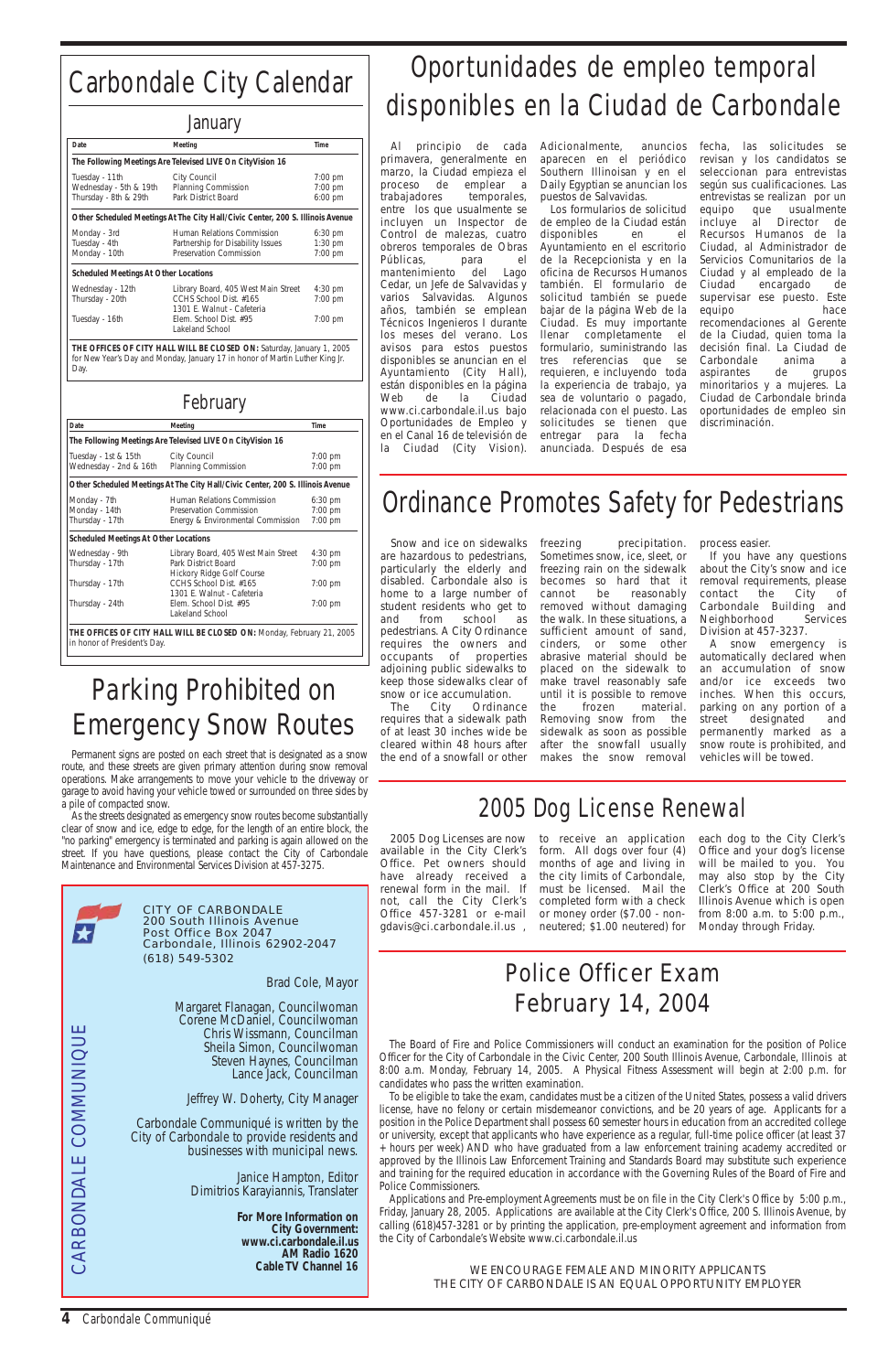# Carbondale City Calendar

## January

| Date | Meeting | Time |
|---|---|---|
| **The Following Meetings Are Televised LIVE On CityVision 16** | | |
| Tuesday - 11th | City Council | 7:00 pm |
| Wednesday - 5th & 19th | Planning Commission | 7:00 pm |
| Thursday - 8th & 29th | Park District Board | 6:00 pm |
| **Other Scheduled Meetings At The City Hall/Civic Center, 200 S. Illinois Avenue** | | |
| Monday - 3rd | Human Relations Commission | 6:30 pm |
| Tuesday - 4th | Partnership for Disability Issues | 1:30 pm |
| Monday - 10th | Preservation Commission | 7:00 pm |
| **Scheduled Meetings At Other Locations** | | |
| Wednesday - 12th | Library Board, 405 West Main Street | 4:30 pm |
| Thursday - 20th | CCHS School Dist. #165<br>1301 E. Walnut - Cafeteria | 7:00 pm |
| Tuesday - 16th | Elem. School Dist. #95<br>Lakeland School | 7:00 pm |

**THE OFFICES OF CITY HALL WILL BE CLOSED ON:** Saturday, January 1, 2005 for New Year's Day and Monday, January 17 in honor of Martin Luther King Jr. Day.

## February

| Date | Meeting | Time |
|---|---|---|
| **The Following Meetings Are Televised LIVE On CityVision 16** | | |
| Tuesday - 1st & 15th | City Council | 7:00 pm |
| Wednesday - 2nd & 16th | Planning Commission | 7:00 pm |
| **Other Scheduled Meetings At The City Hall/Civic Center, 200 S. Illinois Avenue** | | |
| Monday - 7th | Human Relations Commission | 6:30 pm |
| Monday - 14th | Preservation Commission | 7:00 pm |
| Thursday - 17th | Energy & Environmental Commission | 7:00 pm |
| **Scheduled Meetings At Other Locations** | | |
| Wednesday - 9th | Library Board, 405 West Main Street | 4:30 pm |
| Thursday - 17th | Park District Board<br>Hickory Ridge Golf Course | 7:00 pm |
| Thursday - 17th | CCHS School Dist. #165<br>1301 E. Walnut - Cafeteria | 7:00 pm |
| Thursday - 24th | Elem. School Dist. #95<br>Lakeland School | 7:00 pm |

**THE OFFICES OF CITY HALL WILL BE CLOSED ON:** Monday, February 21, 2005 in honor of President's Day.

# Parking Prohibited on Emergency Snow Routes

Permanent signs are posted on each street that is designated as a snow route, and these streets are given primary attention during snow removal operations. Make arrangements to move your vehicle to the driveway or garage to avoid having your vehicle towed or surrounded on three sides by a pile of compacted snow.

As the streets designated as emergency snow routes become substantially clear of snow and ice, edge to edge, for the length of an entire block, the "no parking" emergency is terminated and parking is again allowed on the street. If you have questions, please contact the City of Carbondale Maintenance and Environmental Services Division at 457-3275.

CITY OF CARBONDALE
200 South Illinois Avenue
Post Office Box 2047
Carbondale, Illinois 62902-2047
(618) 549-5302

Brad Cole, Mayor

Margaret Flanagan, Councilwoman
Corene McDaniel, Councilwoman
Chris Wissmann, Councilman
Sheila Simon, Councilwoman
Steven Haynes, Councilman
Lance Jack, Councilman

Jeffrey W. Doherty, City Manager

Carbondale Communiqué is written by the City of Carbondale to provide residents and businesses with municipal news.

Janice Hampton, Editor
Dimitrios Karayiannis, Translator

**For More Information on City Government:**
**www.ci.carbondale.il.us**
**AM Radio 1620**
**Cable TV Channel 16**

CARBONDALE COMMUNIQUE

# Oportunidades de empleo temporal disponibles en la Ciudad de Carbondale

Al principio de cada primavera, generalmente en marzo, la Ciudad empieza el proceso de emplear a trabajadores temporales, entre los que usualmente se incluyen un Inspector de Control de malezas, cuatro obreros temporales de Obras Públicas, para el mantenimiento del Lago Cedar, un Jefe de Salvavidas y varios Salvavidas. Algunos años, también se emplean Técnicos Ingenieros I durante los meses del verano. Los avisos para estos puestos disponibles se anuncian en el Ayuntamiento (City Hall), están disponibles en la página Web de la Ciudad www.ci.carbondale.il.us bajo Oportunidades de Empleo y en el Canal 16 de televisión de la Ciudad (City Vision). Adicionalmente, anuncios aparecen en el periódico Southern Illinoisan y en el Daily Egyptian se anuncian los puestos de Salvavidas.

Los formularios de solicitud de empleo de la Ciudad están disponibles en el Ayuntamiento en el escritorio de la Recepcionista y en la oficina de Recursos Humanos también. El formulario de solicitud también se puede bajar de la página Web de la Ciudad. Es muy importante llenar completamente el formulario, suministrando las tres referencias que se requieren, e incluyendo toda la experiencia de trabajo, ya sea de voluntario o pagado, relacionada con el puesto. Las solicitudes se tienen que entregar para la fecha anunciada. Después de esa fecha, las solicitudes se revisan y los candidatos se seleccionan para entrevistas según sus cualificaciones. Las entrevistas se realizan por un equipo que usualmente incluye al Director de Recursos Humanos de la Ciudad, al Administrador de Servicios Comunitarios de la Ciudad y al empleado de la Ciudad encargado de supervisar ese puesto. Este equipo hace recomendaciones al Gerente de la Ciudad, quien toma la decisión final. La Ciudad de Carbondale anima a aspirantes de grupos minoritarios y a mujeres. La Ciudad de Carbondale brinda oportunidades de empleo sin discriminación.

# Ordinance Promotes Safety for Pedestrians

Snow and ice on sidewalks are hazardous to pedestrians, particularly the elderly and disabled. Carbondale also is home to a large number of student residents who get to and from school as pedestrians. A City Ordinance requires the owners and occupants of properties adjoining public sidewalks to keep those sidewalks clear of snow or ice accumulation.

The City Ordinance requires that a sidewalk path of at least 30 inches wide be cleared within 48 hours after the end of a snowfall or other freezing precipitation. Sometimes snow, ice, sleet, or freezing rain on the sidewalk becomes so hard that it cannot be reasonably removed without damaging the walk. In these situations, a sufficient amount of sand, cinders, or some other abrasive material should be placed on the sidewalk to make travel reasonably safe until it is possible to remove the frozen material. Removing snow from the sidewalk as soon as possible after the snowfall usually makes the snow removal process easier.

If you have any questions about the City's snow and ice removal requirements, please contact the City of Carbondale Building and Neighborhood Services Division at 457-3237.

A snow emergency is automatically declared when an accumulation of snow and/or ice exceeds two inches. When this occurs, parking on any portion of a street designated and permanently marked as a snow route is prohibited, and vehicles will be towed.

# 2005 Dog License Renewal

2005 Dog Licenses are now available in the City Clerk's Office. Pet owners should have already received a renewal form in the mail. If not, call the City Clerk's Office 457-3281 or e-mail gdavis@ci.carbondale.il.us, to receive an application form. All dogs over four (4) months of age and living in the city limits of Carbondale, must be licensed. Mail the completed form with a check or money order ($7.00 - non-neutered; $1.00 neutered) for each dog to the City Clerk's Office and your dog's license will be mailed to you. You may also stop by the City Clerk's Office at 200 South Illinois Avenue which is open from 8:00 a.m. to 5:00 p.m., Monday through Friday.

# Police Officer Exam February 14, 2004

The Board of Fire and Police Commissioners will conduct an examination for the position of Police Officer for the City of Carbondale in the Civic Center, 200 South Illinois Avenue, Carbondale, Illinois at 8:00 a.m. Monday, February 14, 2005. A Physical Fitness Assessment will begin at 2:00 p.m. for candidates who pass the written examination.

To be eligible to take the exam, candidates must be a citizen of the United States, possess a valid drivers license, have no felony or certain misdemeanor convictions, and be 20 years of age. Applicants for a position in the Police Department shall possess 60 semester hours in education from an accredited college or university, except that applicants who have experience as a regular, full-time police officer (at least 37 + hours per week) AND who have graduated from a law enforcement training academy accredited or approved by the Illinois Law Enforcement Training and Standards Board may substitute such experience and training for the required education in accordance with the Governing Rules of the Board of Fire and Police Commissioners.

Applications and Pre-employment Agreements must be on file in the City Clerk's Office by 5:00 p.m., Friday, January 28, 2005. Applications are available at the City Clerk's Office, 200 S. Illinois Avenue, by calling (618)457-3281 or by printing the application, pre-employment agreement and information from the City of Carbondale's Website www.ci.carbondale.il.us

WE ENCOURAGE FEMALE AND MINORITY APPLICANTS
THE CITY OF CARBONDALE IS AN EQUAL OPPORTUNITY EMPLOYER